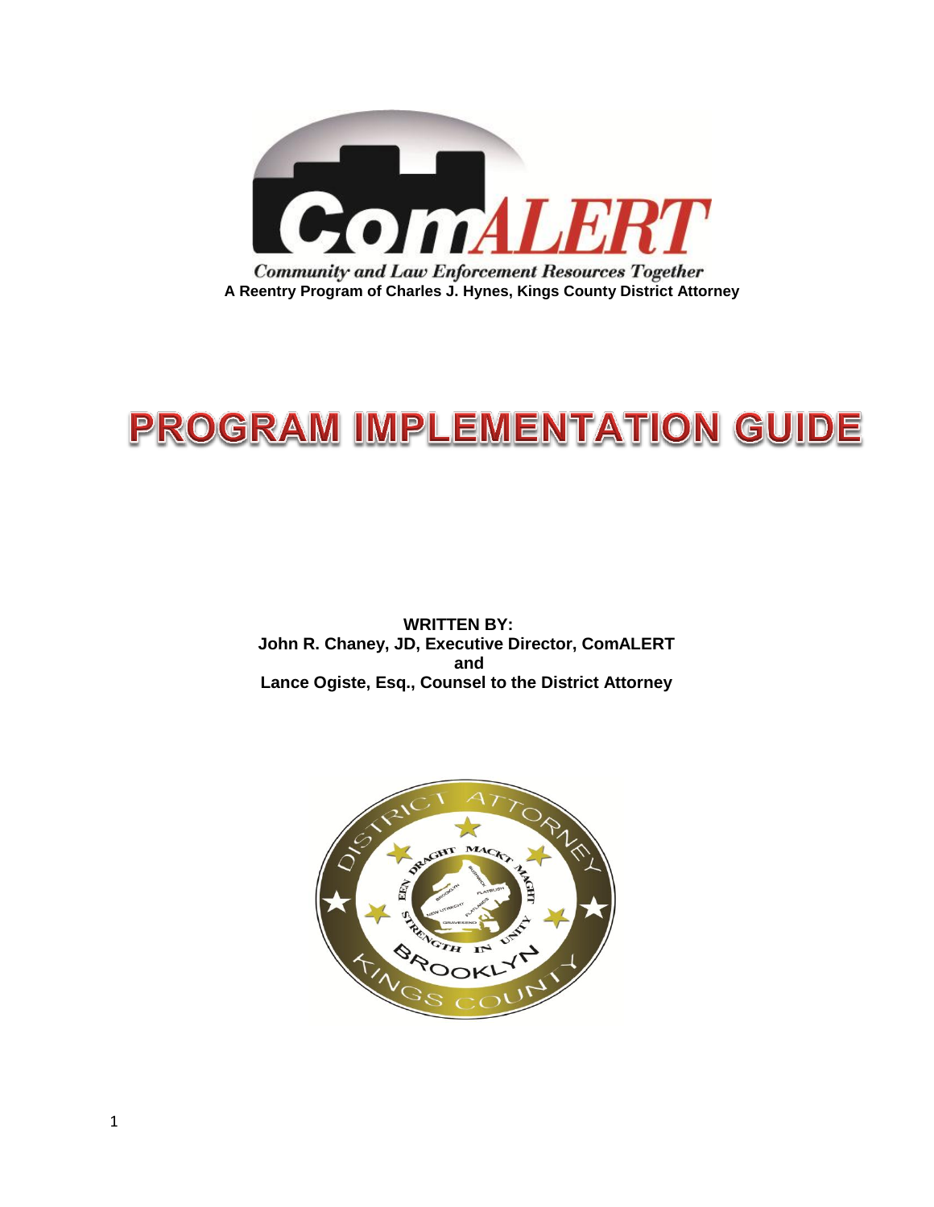# ComALERT

*Community and Law Enforcement Resources Together*

**A Reentry Program of Charles J. Hynes, Kings County District Attorney**

# PROGRAM IMPLEMENTATION GUIDE

**WRITTEN BY:**
**John R. Chaney, JD, Executive Director, ComALERT**
**and**
**Lance Ogiste, Esq., Counsel to the District Attorney**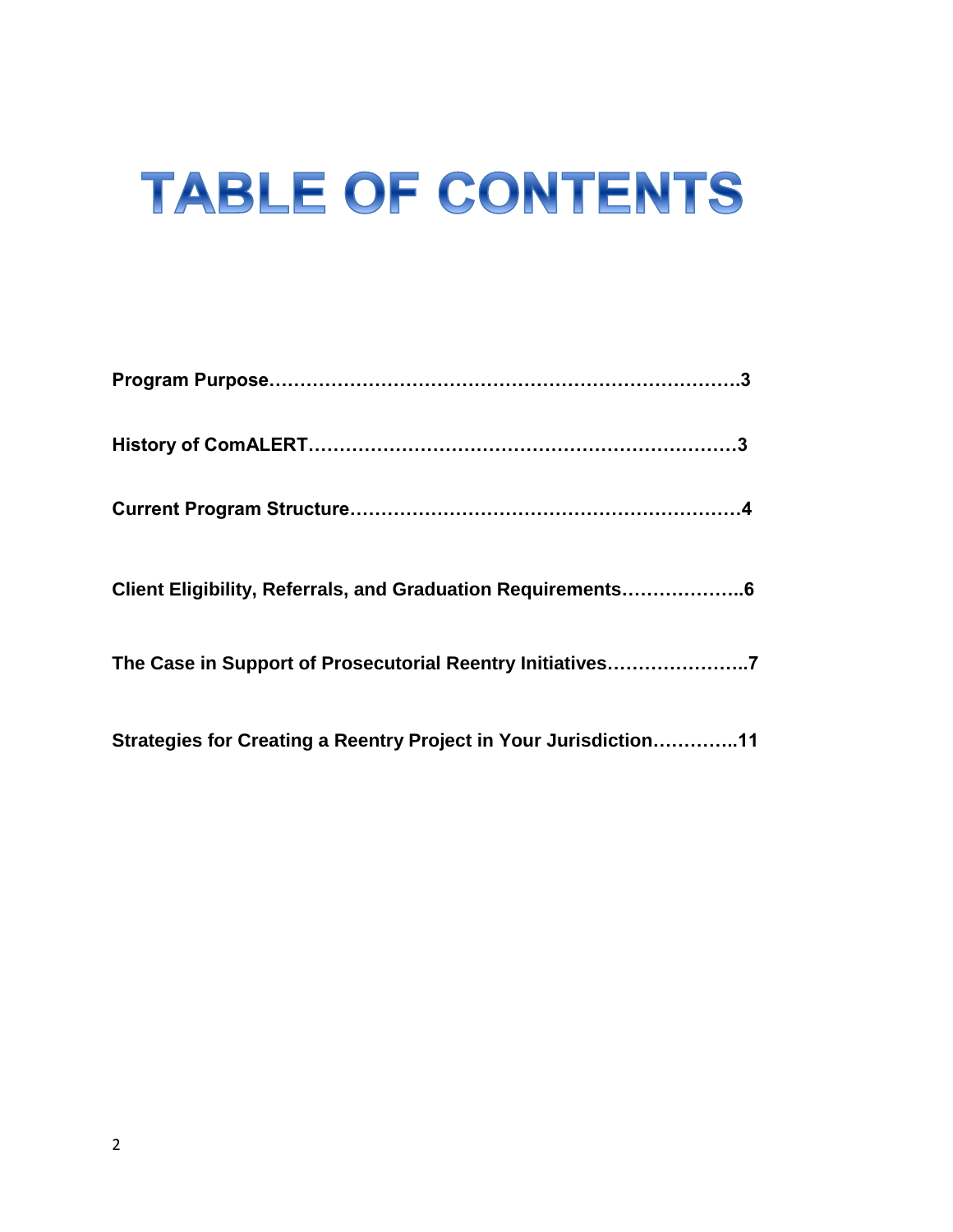# TABLE OF CONTENTS

**Program Purpose……………………………………………………………….3**

**History of ComALERT…………………………………………………………3**

**Current Program Structure……………………………………………………4**

**Client Eligibility, Referrals, and Graduation Requirements………………..6**

**The Case in Support of Prosecutorial Reentry Initiatives…………………..7**

**Strategies for Creating a Reentry Project in Your Jurisdiction…………..11**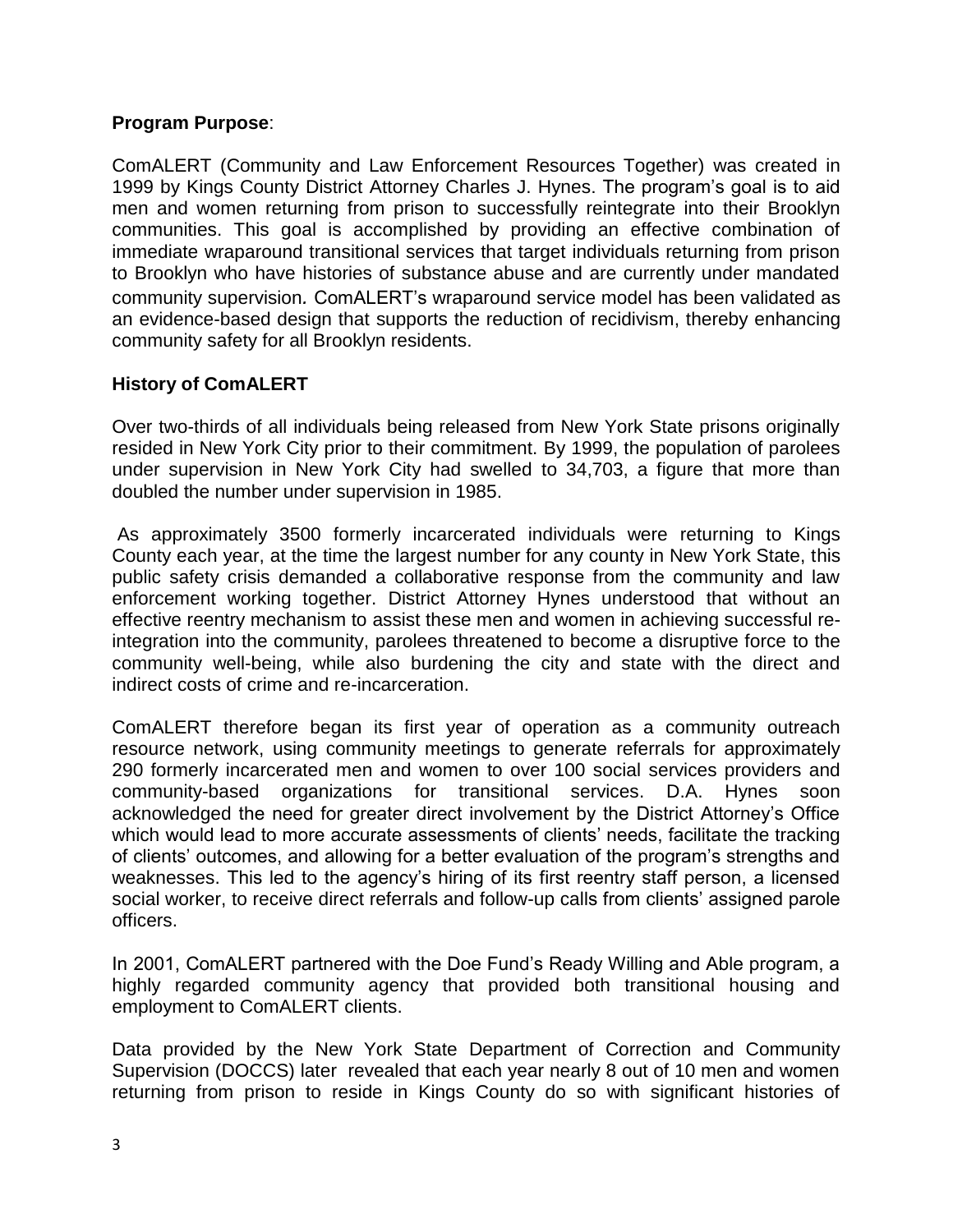**Program Purpose**:

ComALERT (Community and Law Enforcement Resources Together) was created in 1999 by Kings County District Attorney Charles J. Hynes. The program's goal is to aid men and women returning from prison to successfully reintegrate into their Brooklyn communities. This goal is accomplished by providing an effective combination of immediate wraparound transitional services that target individuals returning from prison to Brooklyn who have histories of substance abuse and are currently under mandated community supervision. ComALERT's wraparound service model has been validated as an evidence-based design that supports the reduction of recidivism, thereby enhancing community safety for all Brooklyn residents.

**History of ComALERT**

Over two-thirds of all individuals being released from New York State prisons originally resided in New York City prior to their commitment. By 1999, the population of parolees under supervision in New York City had swelled to 34,703, a figure that more than doubled the number under supervision in 1985.

As approximately 3500 formerly incarcerated individuals were returning to Kings County each year, at the time the largest number for any county in New York State, this public safety crisis demanded a collaborative response from the community and law enforcement working together. District Attorney Hynes understood that without an effective reentry mechanism to assist these men and women in achieving successful re-integration into the community, parolees threatened to become a disruptive force to the community well-being, while also burdening the city and state with the direct and indirect costs of crime and re-incarceration.

ComALERT therefore began its first year of operation as a community outreach resource network, using community meetings to generate referrals for approximately 290 formerly incarcerated men and women to over 100 social services providers and community-based organizations for transitional services. D.A. Hynes soon acknowledged the need for greater direct involvement by the District Attorney's Office which would lead to more accurate assessments of clients' needs, facilitate the tracking of clients' outcomes, and allowing for a better evaluation of the program's strengths and weaknesses. This led to the agency's hiring of its first reentry staff person, a licensed social worker, to receive direct referrals and follow-up calls from clients' assigned parole officers.

In 2001, ComALERT partnered with the Doe Fund's Ready Willing and Able program, a highly regarded community agency that provided both transitional housing and employment to ComALERT clients.

Data provided by the New York State Department of Correction and Community Supervision (DOCCS) later revealed that each year nearly 8 out of 10 men and women returning from prison to reside in Kings County do so with significant histories of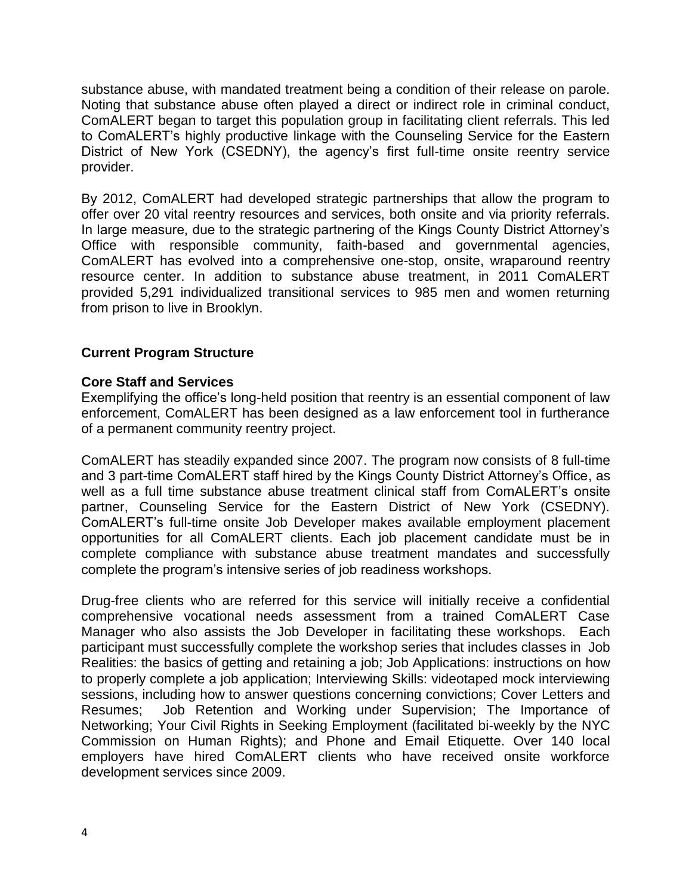substance abuse, with mandated treatment being a condition of their release on parole. Noting that substance abuse often played a direct or indirect role in criminal conduct, ComALERT began to target this population group in facilitating client referrals. This led to ComALERT's highly productive linkage with the Counseling Service for the Eastern District of New York (CSEDNY), the agency's first full-time onsite reentry service provider.

By 2012, ComALERT had developed strategic partnerships that allow the program to offer over 20 vital reentry resources and services, both onsite and via priority referrals. In large measure, due to the strategic partnering of the Kings County District Attorney's Office with responsible community, faith-based and governmental agencies, ComALERT has evolved into a comprehensive one-stop, onsite, wraparound reentry resource center. In addition to substance abuse treatment, in 2011 ComALERT provided 5,291 individualized transitional services to 985 men and women returning from prison to live in Brooklyn.

## Current Program Structure

### Core Staff and Services

Exemplifying the office's long-held position that reentry is an essential component of law enforcement, ComALERT has been designed as a law enforcement tool in furtherance of a permanent community reentry project.

ComALERT has steadily expanded since 2007. The program now consists of 8 full-time and 3 part-time ComALERT staff hired by the Kings County District Attorney's Office, as well as a full time substance abuse treatment clinical staff from ComALERT's onsite partner, Counseling Service for the Eastern District of New York (CSEDNY). ComALERT's full-time onsite Job Developer makes available employment placement opportunities for all ComALERT clients. Each job placement candidate must be in complete compliance with substance abuse treatment mandates and successfully complete the program's intensive series of job readiness workshops.

Drug-free clients who are referred for this service will initially receive a confidential comprehensive vocational needs assessment from a trained ComALERT Case Manager who also assists the Job Developer in facilitating these workshops. Each participant must successfully complete the workshop series that includes classes in Job Realities: the basics of getting and retaining a job; Job Applications: instructions on how to properly complete a job application; Interviewing Skills: videotaped mock interviewing sessions, including how to answer questions concerning convictions; Cover Letters and Resumes; Job Retention and Working under Supervision; The Importance of Networking; Your Civil Rights in Seeking Employment (facilitated bi-weekly by the NYC Commission on Human Rights); and Phone and Email Etiquette. Over 140 local employers have hired ComALERT clients who have received onsite workforce development services since 2009.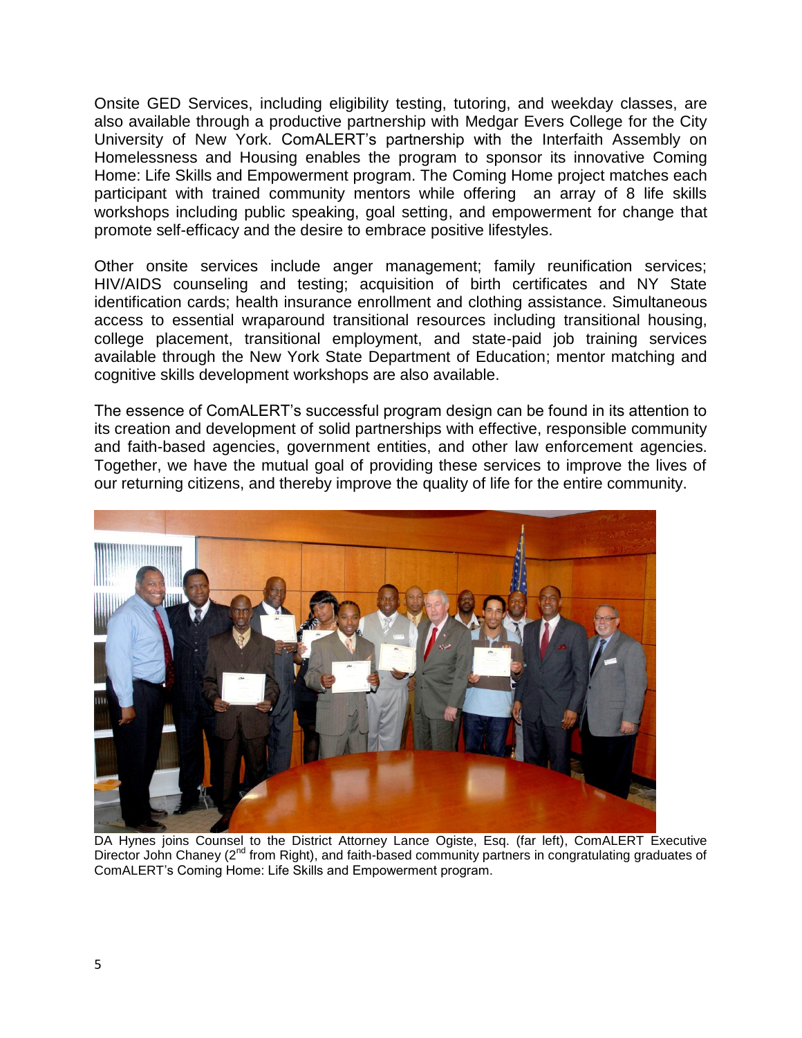Onsite GED Services, including eligibility testing, tutoring, and weekday classes, are also available through a productive partnership with Medgar Evers College for the City University of New York. ComALERT's partnership with the Interfaith Assembly on Homelessness and Housing enables the program to sponsor its innovative Coming Home: Life Skills and Empowerment program. The Coming Home project matches each participant with trained community mentors while offering an array of 8 life skills workshops including public speaking, goal setting, and empowerment for change that promote self-efficacy and the desire to embrace positive lifestyles.

Other onsite services include anger management; family reunification services; HIV/AIDS counseling and testing; acquisition of birth certificates and NY State identification cards; health insurance enrollment and clothing assistance. Simultaneous access to essential wraparound transitional resources including transitional housing, college placement, transitional employment, and state-paid job training services available through the New York State Department of Education; mentor matching and cognitive skills development workshops are also available.

The essence of ComALERT's successful program design can be found in its attention to its creation and development of solid partnerships with effective, responsible community and faith-based agencies, government entities, and other law enforcement agencies. Together, we have the mutual goal of providing these services to improve the lives of our returning citizens, and thereby improve the quality of life for the entire community.

DA Hynes joins Counsel to the District Attorney Lance Ogiste, Esq. (far left), ComALERT Executive Director John Chaney (2nd from Right), and faith-based community partners in congratulating graduates of ComALERT's Coming Home: Life Skills and Empowerment program.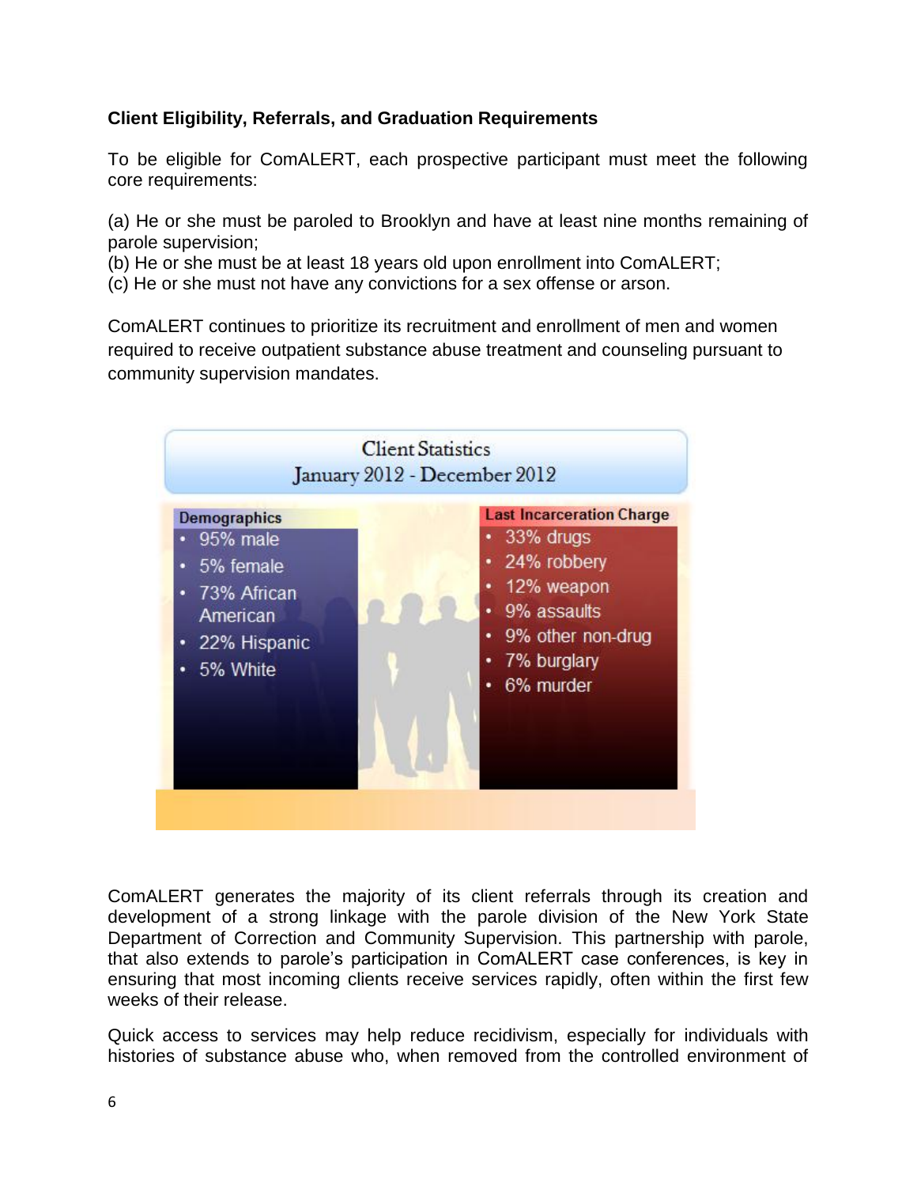**Client Eligibility, Referrals, and Graduation Requirements**

To be eligible for ComALERT, each prospective participant must meet the following core requirements:

(a) He or she must be paroled to Brooklyn and have at least nine months remaining of parole supervision;
(b) He or she must be at least 18 years old upon enrollment into ComALERT;
(c) He or she must not have any convictions for a sex offense or arson.

ComALERT continues to prioritize its recruitment and enrollment of men and women required to receive outpatient substance abuse treatment and counseling pursuant to community supervision mandates.

**Client Statistics**
**January 2012 - December 2012**

**Demographics**

- 95% male
- 5% female
- 73% African American
- 22% Hispanic
- 5% White

**Last Incarceration Charge**

- 33% drugs
- 24% robbery
- 12% weapon
- 9% assaults
- 9% other non-drug
- 7% burglary
- 6% murder

ComALERT generates the majority of its client referrals through its creation and development of a strong linkage with the parole division of the New York State Department of Correction and Community Supervision. This partnership with parole, that also extends to parole's participation in ComALERT case conferences, is key in ensuring that most incoming clients receive services rapidly, often within the first few weeks of their release.

Quick access to services may help reduce recidivism, especially for individuals with histories of substance abuse who, when removed from the controlled environment of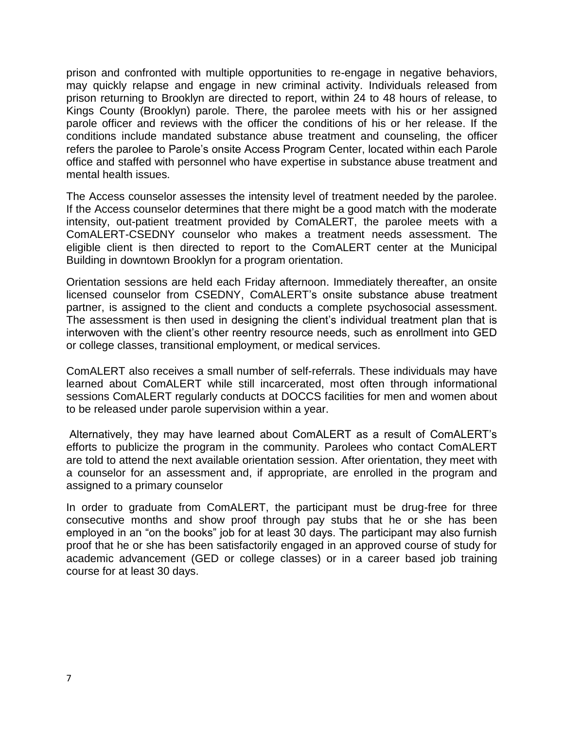prison and confronted with multiple opportunities to re-engage in negative behaviors, may quickly relapse and engage in new criminal activity. Individuals released from prison returning to Brooklyn are directed to report, within 24 to 48 hours of release, to Kings County (Brooklyn) parole. There, the parolee meets with his or her assigned parole officer and reviews with the officer the conditions of his or her release. If the conditions include mandated substance abuse treatment and counseling, the officer refers the parolee to Parole's onsite Access Program Center, located within each Parole office and staffed with personnel who have expertise in substance abuse treatment and mental health issues.

The Access counselor assesses the intensity level of treatment needed by the parolee. If the Access counselor determines that there might be a good match with the moderate intensity, out-patient treatment provided by ComALERT, the parolee meets with a ComALERT-CSEDNY counselor who makes a treatment needs assessment. The eligible client is then directed to report to the ComALERT center at the Municipal Building in downtown Brooklyn for a program orientation.

Orientation sessions are held each Friday afternoon. Immediately thereafter, an onsite licensed counselor from CSEDNY, ComALERT's onsite substance abuse treatment partner, is assigned to the client and conducts a complete psychosocial assessment. The assessment is then used in designing the client's individual treatment plan that is interwoven with the client's other reentry resource needs, such as enrollment into GED or college classes, transitional employment, or medical services.

ComALERT also receives a small number of self-referrals. These individuals may have learned about ComALERT while still incarcerated, most often through informational sessions ComALERT regularly conducts at DOCCS facilities for men and women about to be released under parole supervision within a year.

Alternatively, they may have learned about ComALERT as a result of ComALERT's efforts to publicize the program in the community. Parolees who contact ComALERT are told to attend the next available orientation session. After orientation, they meet with a counselor for an assessment and, if appropriate, are enrolled in the program and assigned to a primary counselor

In order to graduate from ComALERT, the participant must be drug-free for three consecutive months and show proof through pay stubs that he or she has been employed in an "on the books" job for at least 30 days. The participant may also furnish proof that he or she has been satisfactorily engaged in an approved course of study for academic advancement (GED or college classes) or in a career based job training course for at least 30 days.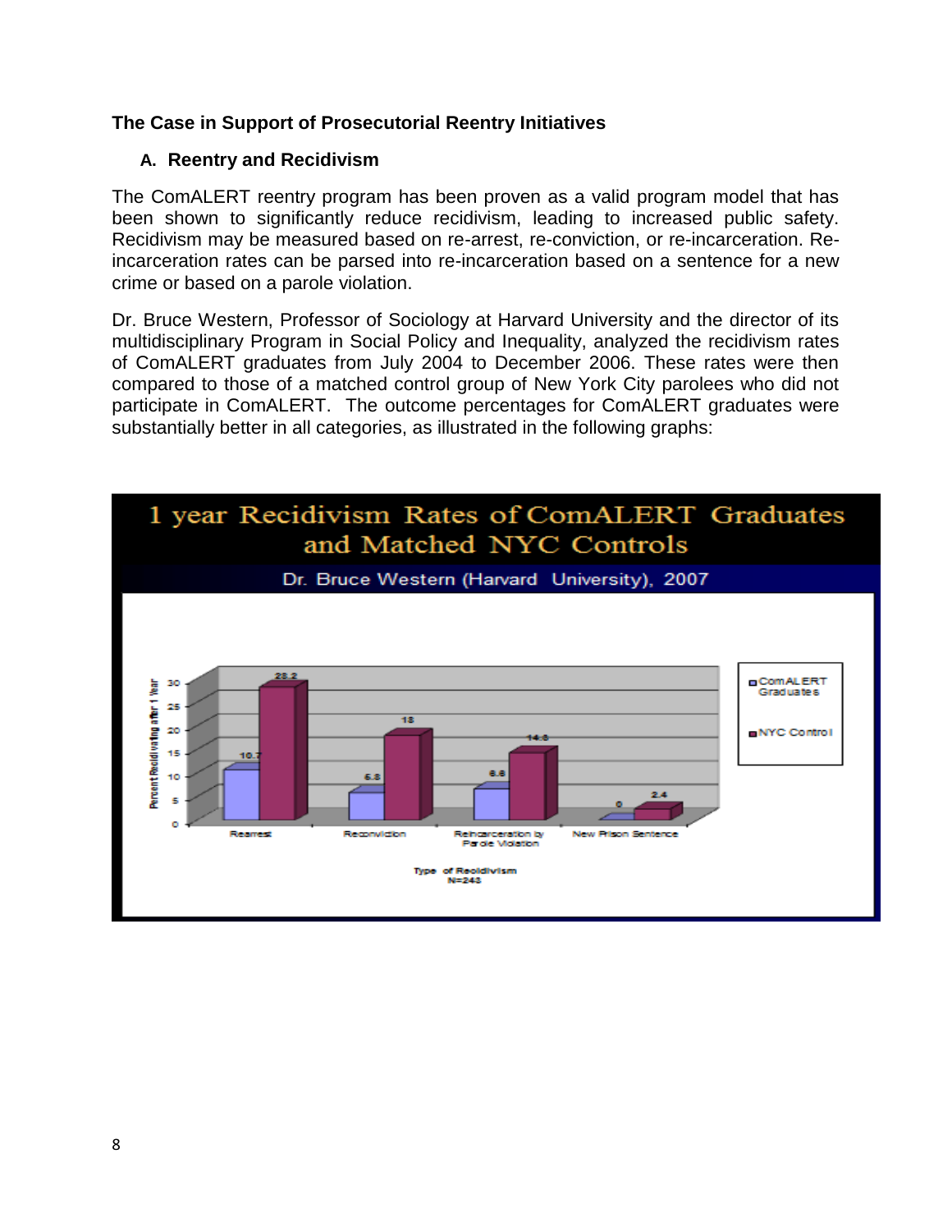## The Case in Support of Prosecutorial Reentry Initiatives

### A. Reentry and Recidivism

The ComALERT reentry program has been proven as a valid program model that has been shown to significantly reduce recidivism, leading to increased public safety. Recidivism may be measured based on re-arrest, re-conviction, or re-incarceration. Re-incarceration rates can be parsed into re-incarceration based on a sentence for a new crime or based on a parole violation.

Dr. Bruce Western, Professor of Sociology at Harvard University and the director of its multidisciplinary Program in Social Policy and Inequality, analyzed the recidivism rates of ComALERT graduates from July 2004 to December 2006. These rates were then compared to those of a matched control group of New York City parolees who did not participate in ComALERT. The outcome percentages for ComALERT graduates were substantially better in all categories, as illustrated in the following graphs:

**1 year Recidivism Rates of ComALERT Graduates and Matched NYC Controls**

Dr. Bruce Western (Harvard University), 2007

| Type of Recidivism | ComALERT Graduates | NYC Control |
|---|---|---|
| Rearrest | 10.7 | 28.2 |
| Reconviction | 5.8 | 18 |
| Reincarceration by Parole Violation | 6.6 | 14.8 |
| New Prison Sentence | 0 | 2.4 |

Percent Recidivating after 1 Year

Type of Recidivism
N=243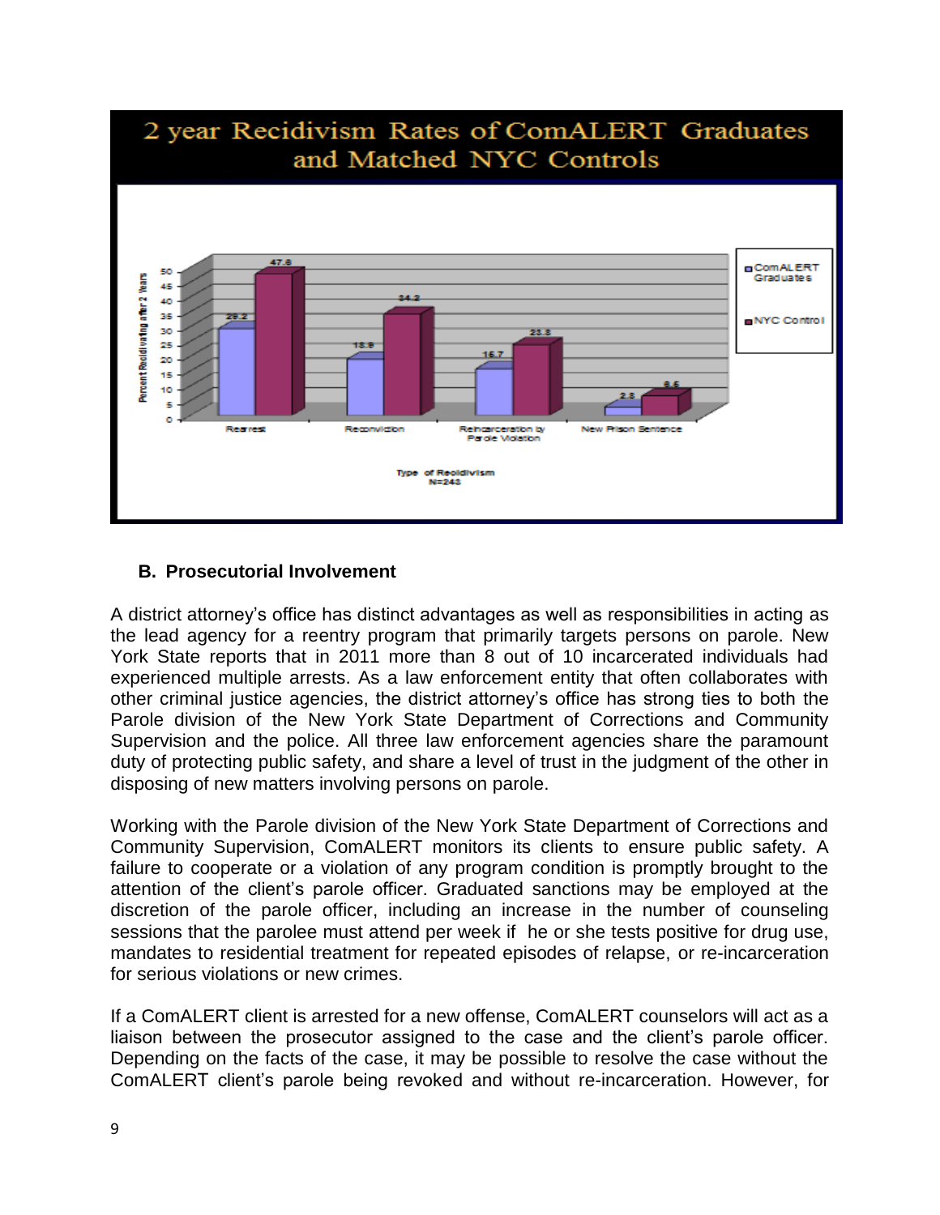## 2 year Recidivism Rates of ComALERT Graduates and Matched NYC Controls

| Type of Recidivism | ComALERT Graduates | NYC Control |
| --- | --- | --- |
| Rearrest | 29.2 | 47.8 |
| Reconviction | 18.9 | 34.2 |
| Reincarceration by Parole Violation | 15.7 | 23.8 |
| New Prison Sentence | 2.8 | 6.5 |

Percent Recidivating after 2 Years

Type of Recidivism
N=243

### B. Prosecutorial Involvement

A district attorney's office has distinct advantages as well as responsibilities in acting as the lead agency for a reentry program that primarily targets persons on parole. New York State reports that in 2011 more than 8 out of 10 incarcerated individuals had experienced multiple arrests. As a law enforcement entity that often collaborates with other criminal justice agencies, the district attorney's office has strong ties to both the Parole division of the New York State Department of Corrections and Community Supervision and the police. All three law enforcement agencies share the paramount duty of protecting public safety, and share a level of trust in the judgment of the other in disposing of new matters involving persons on parole.

Working with the Parole division of the New York State Department of Corrections and Community Supervision, ComALERT monitors its clients to ensure public safety. A failure to cooperate or a violation of any program condition is promptly brought to the attention of the client's parole officer. Graduated sanctions may be employed at the discretion of the parole officer, including an increase in the number of counseling sessions that the parolee must attend per week if he or she tests positive for drug use, mandates to residential treatment for repeated episodes of relapse, or re-incarceration for serious violations or new crimes.

If a ComALERT client is arrested for a new offense, ComALERT counselors will act as a liaison between the prosecutor assigned to the case and the client's parole officer. Depending on the facts of the case, it may be possible to resolve the case without the ComALERT client's parole being revoked and without re-incarceration. However, for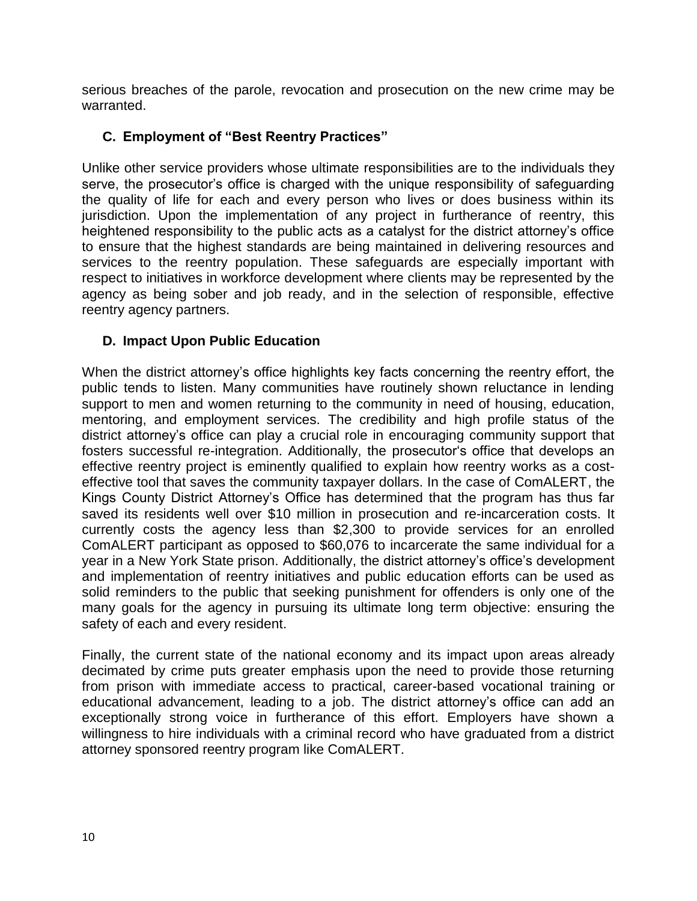serious breaches of the parole, revocation and prosecution on the new crime may be warranted.

### C. Employment of "Best Reentry Practices"

Unlike other service providers whose ultimate responsibilities are to the individuals they serve, the prosecutor's office is charged with the unique responsibility of safeguarding the quality of life for each and every person who lives or does business within its jurisdiction. Upon the implementation of any project in furtherance of reentry, this heightened responsibility to the public acts as a catalyst for the district attorney's office to ensure that the highest standards are being maintained in delivering resources and services to the reentry population. These safeguards are especially important with respect to initiatives in workforce development where clients may be represented by the agency as being sober and job ready, and in the selection of responsible, effective reentry agency partners.

### D. Impact Upon Public Education

When the district attorney's office highlights key facts concerning the reentry effort, the public tends to listen. Many communities have routinely shown reluctance in lending support to men and women returning to the community in need of housing, education, mentoring, and employment services. The credibility and high profile status of the district attorney's office can play a crucial role in encouraging community support that fosters successful re-integration. Additionally, the prosecutor's office that develops an effective reentry project is eminently qualified to explain how reentry works as a cost-effective tool that saves the community taxpayer dollars. In the case of ComALERT, the Kings County District Attorney's Office has determined that the program has thus far saved its residents well over $10 million in prosecution and re-incarceration costs. It currently costs the agency less than $2,300 to provide services for an enrolled ComALERT participant as opposed to $60,076 to incarcerate the same individual for a year in a New York State prison. Additionally, the district attorney's office's development and implementation of reentry initiatives and public education efforts can be used as solid reminders to the public that seeking punishment for offenders is only one of the many goals for the agency in pursuing its ultimate long term objective: ensuring the safety of each and every resident.

Finally, the current state of the national economy and its impact upon areas already decimated by crime puts greater emphasis upon the need to provide those returning from prison with immediate access to practical, career-based vocational training or educational advancement, leading to a job. The district attorney's office can add an exceptionally strong voice in furtherance of this effort. Employers have shown a willingness to hire individuals with a criminal record who have graduated from a district attorney sponsored reentry program like ComALERT.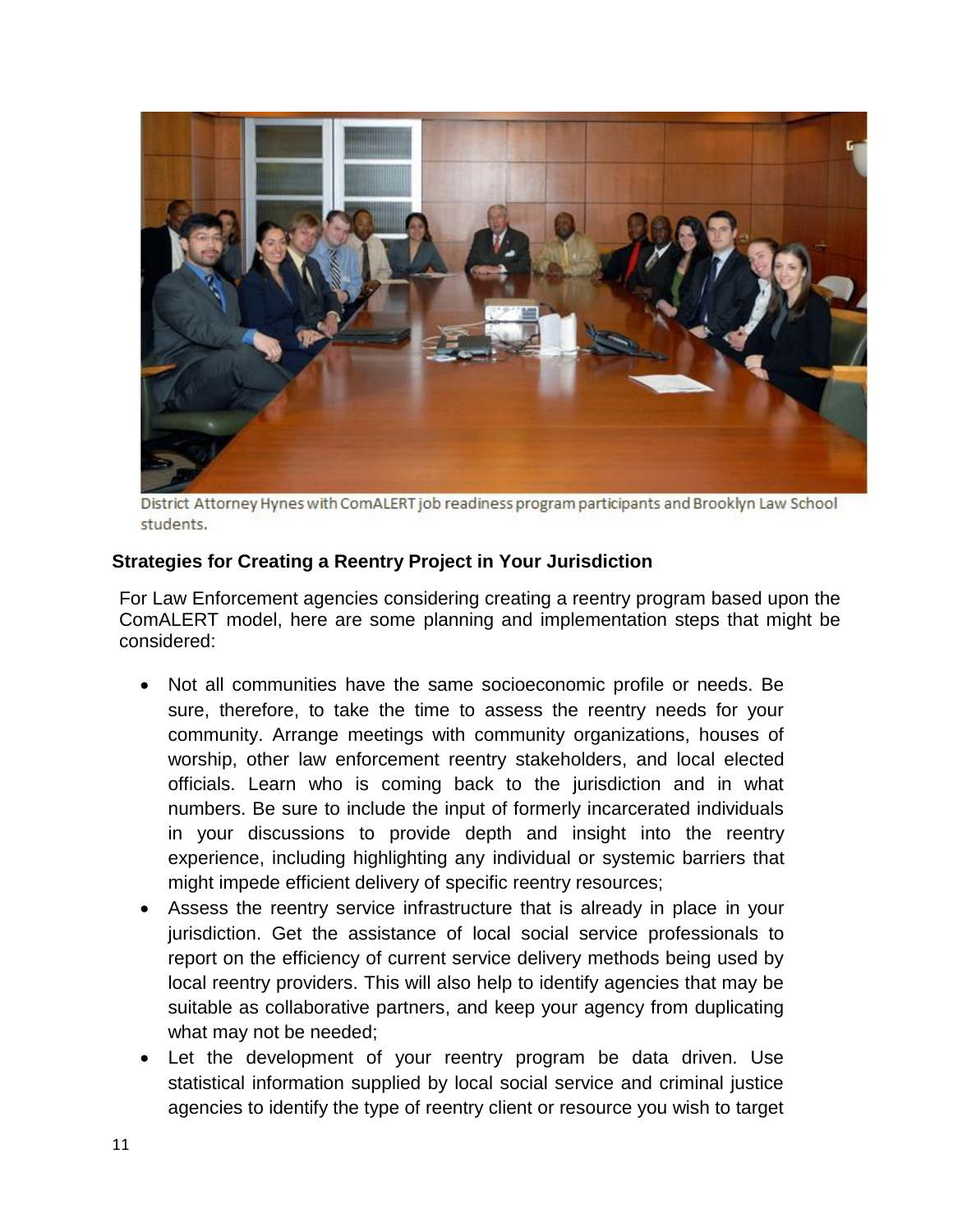District Attorney Hynes with ComALERT job readiness program participants and Brooklyn Law School students.

**Strategies for Creating a Reentry Project in Your Jurisdiction**

For Law Enforcement agencies considering creating a reentry program based upon the ComALERT model, here are some planning and implementation steps that might be considered:

- Not all communities have the same socioeconomic profile or needs. Be sure, therefore, to take the time to assess the reentry needs for your community. Arrange meetings with community organizations, houses of worship, other law enforcement reentry stakeholders, and local elected officials. Learn who is coming back to the jurisdiction and in what numbers. Be sure to include the input of formerly incarcerated individuals in your discussions to provide depth and insight into the reentry experience, including highlighting any individual or systemic barriers that might impede efficient delivery of specific reentry resources;
- Assess the reentry service infrastructure that is already in place in your jurisdiction. Get the assistance of local social service professionals to report on the efficiency of current service delivery methods being used by local reentry providers. This will also help to identify agencies that may be suitable as collaborative partners, and keep your agency from duplicating what may not be needed;
- Let the development of your reentry program be data driven. Use statistical information supplied by local social service and criminal justice agencies to identify the type of reentry client or resource you wish to target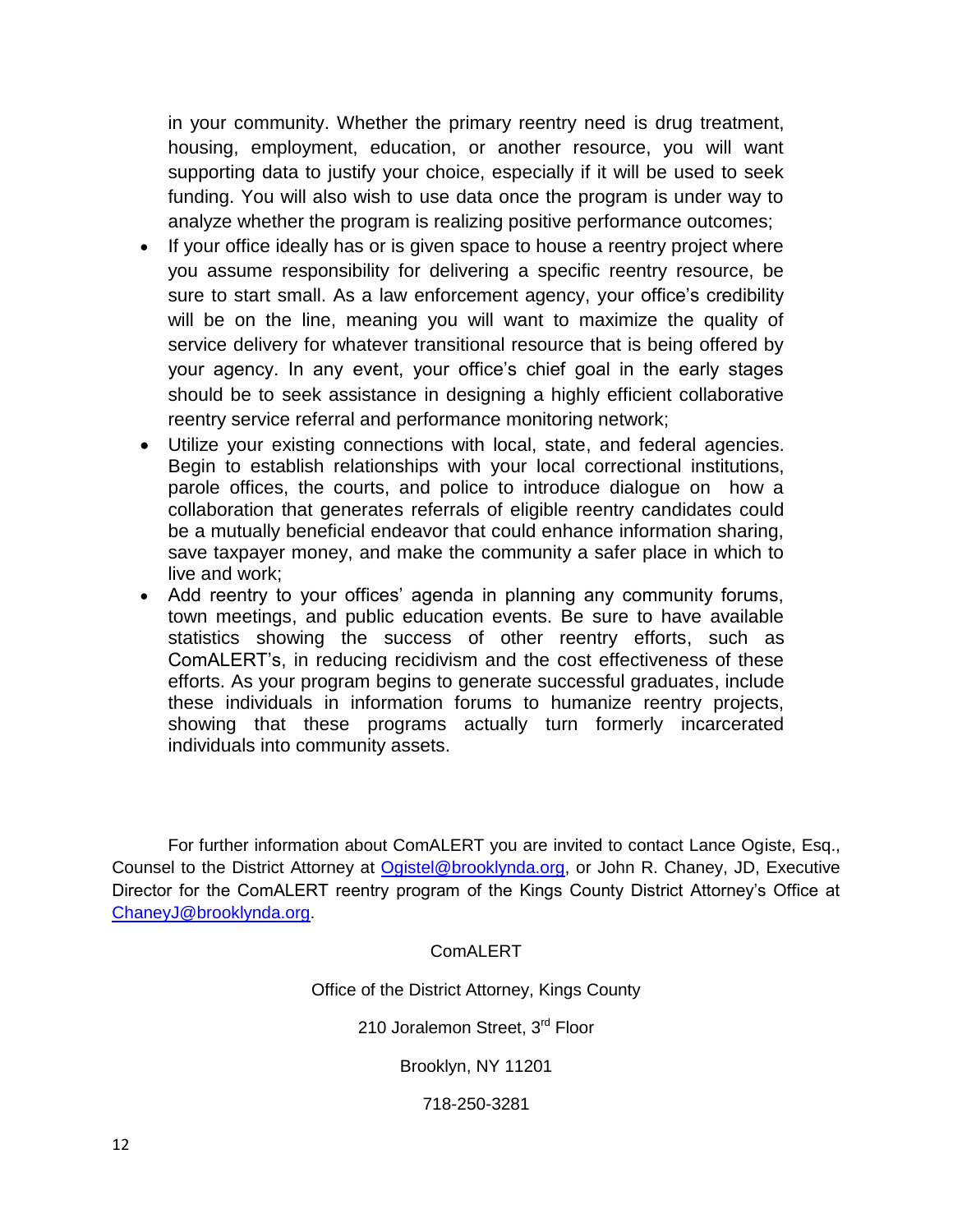in your community. Whether the primary reentry need is drug treatment, housing, employment, education, or another resource, you will want supporting data to justify your choice, especially if it will be used to seek funding. You will also wish to use data once the program is under way to analyze whether the program is realizing positive performance outcomes;

- If your office ideally has or is given space to house a reentry project where you assume responsibility for delivering a specific reentry resource, be sure to start small. As a law enforcement agency, your office's credibility will be on the line, meaning you will want to maximize the quality of service delivery for whatever transitional resource that is being offered by your agency. In any event, your office's chief goal in the early stages should be to seek assistance in designing a highly efficient collaborative reentry service referral and performance monitoring network;
- Utilize your existing connections with local, state, and federal agencies. Begin to establish relationships with your local correctional institutions, parole offices, the courts, and police to introduce dialogue on how a collaboration that generates referrals of eligible reentry candidates could be a mutually beneficial endeavor that could enhance information sharing, save taxpayer money, and make the community a safer place in which to live and work;
- Add reentry to your offices' agenda in planning any community forums, town meetings, and public education events. Be sure to have available statistics showing the success of other reentry efforts, such as ComALERT's, in reducing recidivism and the cost effectiveness of these efforts. As your program begins to generate successful graduates, include these individuals in information forums to humanize reentry projects, showing that these programs actually turn formerly incarcerated individuals into community assets.

For further information about ComALERT you are invited to contact Lance Ogiste, Esq., Counsel to the District Attorney at Ogistel@brooklynda.org, or John R. Chaney, JD, Executive Director for the ComALERT reentry program of the Kings County District Attorney's Office at ChaneyJ@brooklynda.org.

ComALERT

Office of the District Attorney, Kings County

210 Joralemon Street, 3rd Floor

Brooklyn, NY 11201

718-250-3281